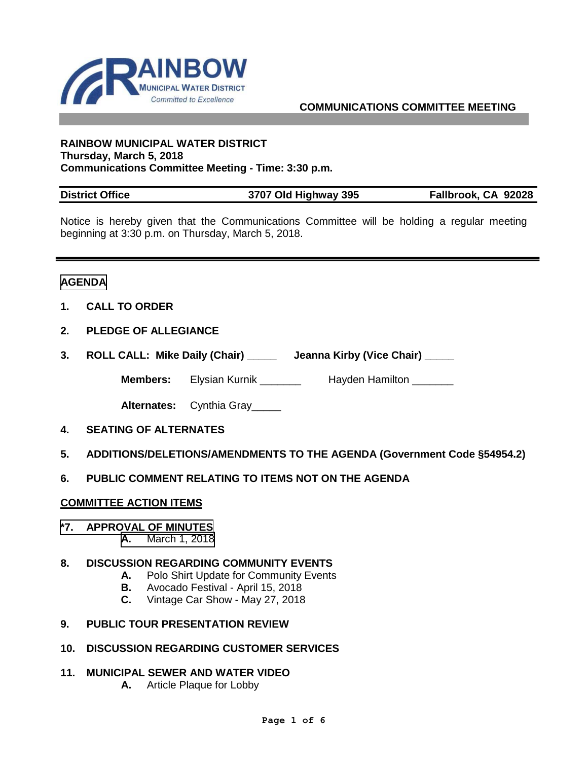RAINBOW MUNICIPAL WATER DISTRICT
Committed to Excellence

**COMMUNICATIONS COMMITTEE MEETING**

**RAINBOW MUNICIPAL WATER DISTRICT**
**Thursday, March 5, 2018**
**Communications Committee Meeting - Time: 3:30 p.m.**

| **District Office** | **3707 Old Highway 395** | **Fallbrook, CA 92028** |
|---|---|---|

Notice is hereby given that the Communications Committee will be holding a regular meeting beginning at 3:30 p.m. on Thursday, March 5, 2018.

## AGENDA

**1. CALL TO ORDER**

**2. PLEDGE OF ALLEGIANCE**

**3. ROLL CALL: Mike Daily (Chair) _____ Jeanna Kirby (Vice Chair) _____**

**Members:** Elysian Kurnik _______ Hayden Hamilton _______

**Alternates:** Cynthia Gray_____

**4. SEATING OF ALTERNATES**

**5. ADDITIONS/DELETIONS/AMENDMENTS TO THE AGENDA (Government Code §54954.2)**

**6. PUBLIC COMMENT RELATING TO ITEMS NOT ON THE AGENDA**

**COMMITTEE ACTION ITEMS**

**\*7. APPROVAL OF MINUTES**
- **A.** March 1, 2018

**8. DISCUSSION REGARDING COMMUNITY EVENTS**
- **A.** Polo Shirt Update for Community Events
- **B.** Avocado Festival - April 15, 2018
- **C.** Vintage Car Show - May 27, 2018

**9. PUBLIC TOUR PRESENTATION REVIEW**

**10. DISCUSSION REGARDING CUSTOMER SERVICES**

**11. MUNICIPAL SEWER AND WATER VIDEO**
- **A.** Article Plaque for Lobby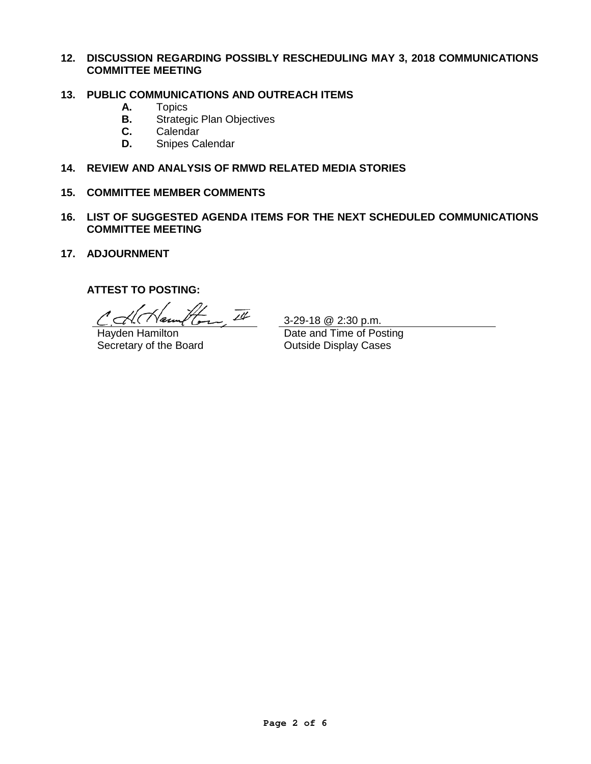**12. DISCUSSION REGARDING POSSIBLY RESCHEDULING MAY 3, 2018 COMMUNICATIONS COMMITTEE MEETING**

**13. PUBLIC COMMUNICATIONS AND OUTREACH ITEMS**

- **A.** Topics
- **B.** Strategic Plan Objectives
- **C.** Calendar
- **D.** Snipes Calendar

**14. REVIEW AND ANALYSIS OF RMWD RELATED MEDIA STORIES**

**15. COMMITTEE MEMBER COMMENTS**

**16. LIST OF SUGGESTED AGENDA ITEMS FOR THE NEXT SCHEDULED COMMUNICATIONS COMMITTEE MEETING**

**17. ADJOURNMENT**

**ATTEST TO POSTING:**

| | |
|---|---|
| C. H. Hamilton, III | 3-29-18 @ 2:30 p.m. |
| Hayden Hamilton | Date and Time of Posting |
| Secretary of the Board | Outside Display Cases |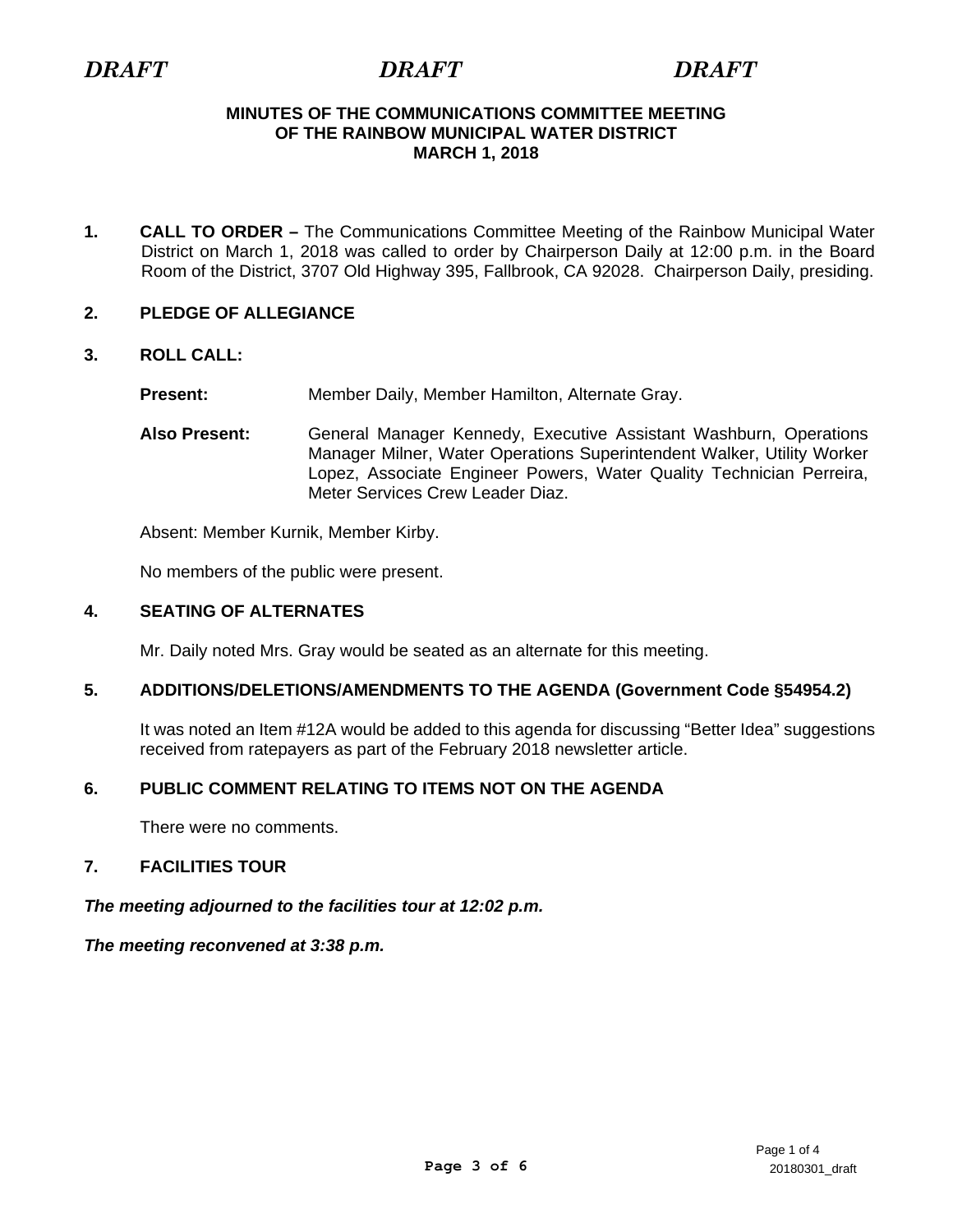*DRAFT* *DRAFT* *DRAFT*

**MINUTES OF THE COMMUNICATIONS COMMITTEE MEETING OF THE RAINBOW MUNICIPAL WATER DISTRICT MARCH 1, 2018**

**1. CALL TO ORDER –** The Communications Committee Meeting of the Rainbow Municipal Water District on March 1, 2018 was called to order by Chairperson Daily at 12:00 p.m. in the Board Room of the District, 3707 Old Highway 395, Fallbrook, CA 92028. Chairperson Daily, presiding.

**2. PLEDGE OF ALLEGIANCE**

**3. ROLL CALL:**

**Present:** Member Daily, Member Hamilton, Alternate Gray.

**Also Present:** General Manager Kennedy, Executive Assistant Washburn, Operations Manager Milner, Water Operations Superintendent Walker, Utility Worker Lopez, Associate Engineer Powers, Water Quality Technician Perreira, Meter Services Crew Leader Diaz.

Absent: Member Kurnik, Member Kirby.

No members of the public were present.

**4. SEATING OF ALTERNATES**

Mr. Daily noted Mrs. Gray would be seated as an alternate for this meeting.

**5. ADDITIONS/DELETIONS/AMENDMENTS TO THE AGENDA (Government Code §54954.2)**

It was noted an Item #12A would be added to this agenda for discussing "Better Idea" suggestions received from ratepayers as part of the February 2018 newsletter article.

**6. PUBLIC COMMENT RELATING TO ITEMS NOT ON THE AGENDA**

There were no comments.

**7. FACILITIES TOUR**

***The meeting adjourned to the facilities tour at 12:02 p.m.***

***The meeting reconvened at 3:38 p.m.***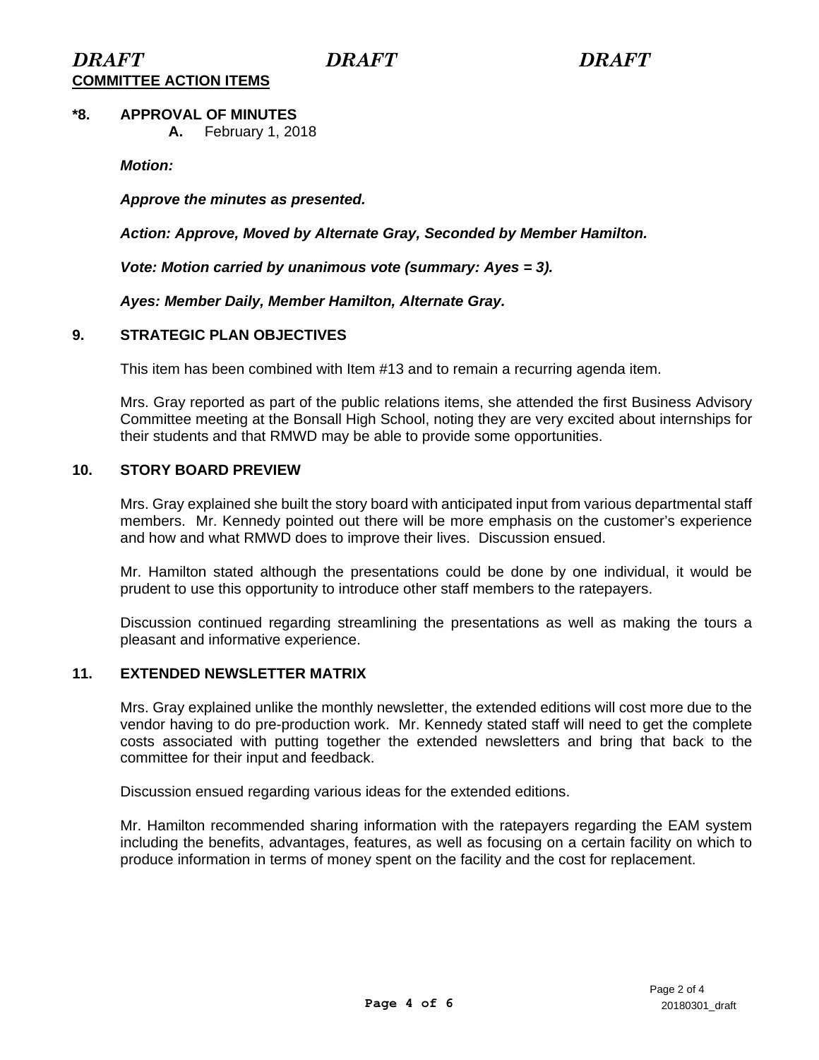*DRAFT* *DRAFT* *DRAFT*

**COMMITTEE ACTION ITEMS**

**\*8. APPROVAL OF MINUTES**

**A.** February 1, 2018

***Motion:***

***Approve the minutes as presented.***

***Action: Approve, Moved by Alternate Gray, Seconded by Member Hamilton.***

***Vote: Motion carried by unanimous vote (summary: Ayes = 3).***

***Ayes: Member Daily, Member Hamilton, Alternate Gray.***

**9. STRATEGIC PLAN OBJECTIVES**

This item has been combined with Item #13 and to remain a recurring agenda item.

Mrs. Gray reported as part of the public relations items, she attended the first Business Advisory Committee meeting at the Bonsall High School, noting they are very excited about internships for their students and that RMWD may be able to provide some opportunities.

**10. STORY BOARD PREVIEW**

Mrs. Gray explained she built the story board with anticipated input from various departmental staff members. Mr. Kennedy pointed out there will be more emphasis on the customer's experience and how and what RMWD does to improve their lives. Discussion ensued.

Mr. Hamilton stated although the presentations could be done by one individual, it would be prudent to use this opportunity to introduce other staff members to the ratepayers.

Discussion continued regarding streamlining the presentations as well as making the tours a pleasant and informative experience.

**11. EXTENDED NEWSLETTER MATRIX**

Mrs. Gray explained unlike the monthly newsletter, the extended editions will cost more due to the vendor having to do pre-production work. Mr. Kennedy stated staff will need to get the complete costs associated with putting together the extended newsletters and bring that back to the committee for their input and feedback.

Discussion ensued regarding various ideas for the extended editions.

Mr. Hamilton recommended sharing information with the ratepayers regarding the EAM system including the benefits, advantages, features, as well as focusing on a certain facility on which to produce information in terms of money spent on the facility and the cost for replacement.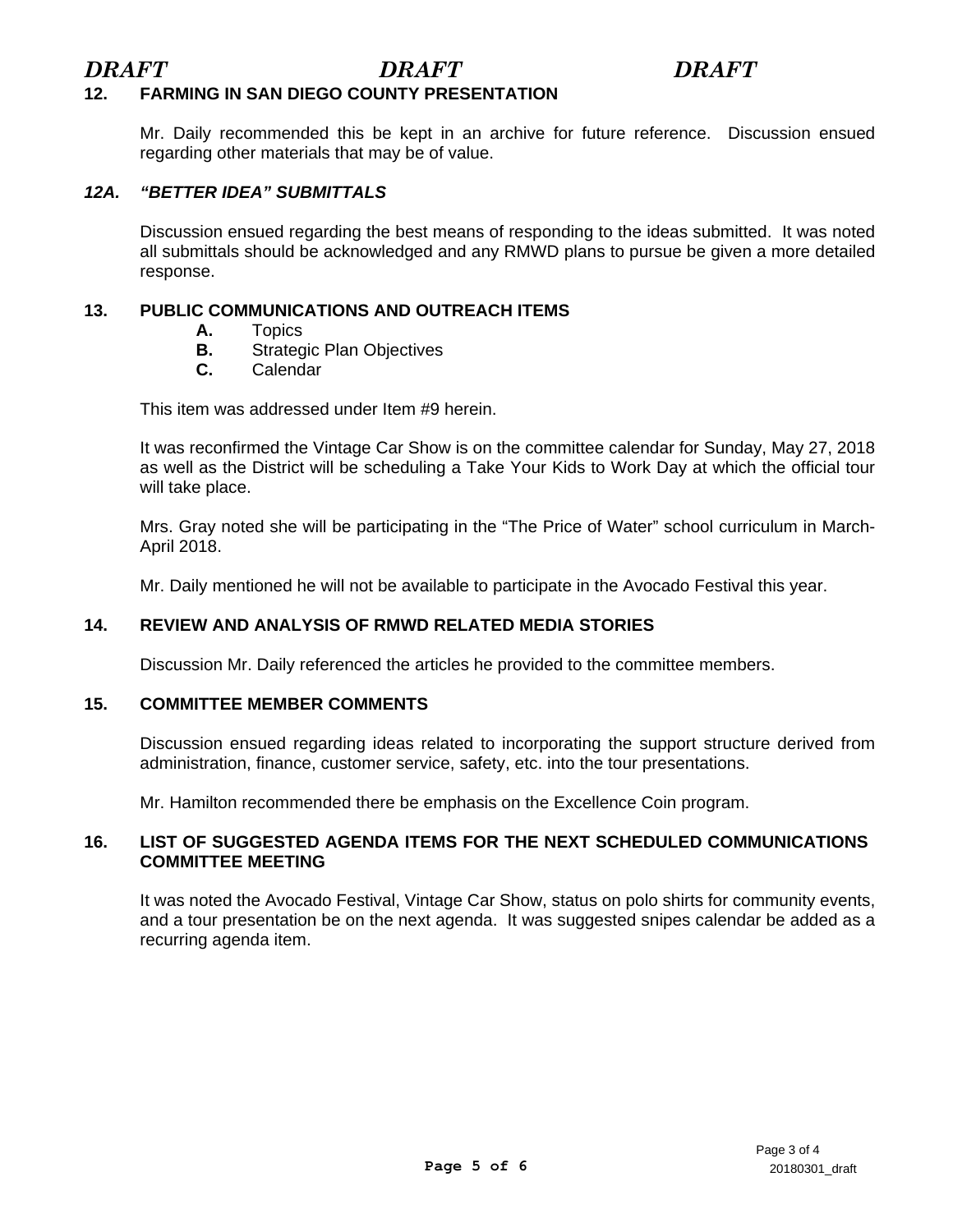*DRAFT* *DRAFT* *DRAFT*

## 12. FARMING IN SAN DIEGO COUNTY PRESENTATION

Mr. Daily recommended this be kept in an archive for future reference. Discussion ensued regarding other materials that may be of value.

## *12A. "BETTER IDEA" SUBMITTALS*

Discussion ensued regarding the best means of responding to the ideas submitted. It was noted all submittals should be acknowledged and any RMWD plans to pursue be given a more detailed response.

## 13. PUBLIC COMMUNICATIONS AND OUTREACH ITEMS

- **A.** Topics
- **B.** Strategic Plan Objectives
- **C.** Calendar

This item was addressed under Item #9 herein.

It was reconfirmed the Vintage Car Show is on the committee calendar for Sunday, May 27, 2018 as well as the District will be scheduling a Take Your Kids to Work Day at which the official tour will take place.

Mrs. Gray noted she will be participating in the "The Price of Water" school curriculum in March-April 2018.

Mr. Daily mentioned he will not be available to participate in the Avocado Festival this year.

## 14. REVIEW AND ANALYSIS OF RMWD RELATED MEDIA STORIES

Discussion Mr. Daily referenced the articles he provided to the committee members.

## 15. COMMITTEE MEMBER COMMENTS

Discussion ensued regarding ideas related to incorporating the support structure derived from administration, finance, customer service, safety, etc. into the tour presentations.

Mr. Hamilton recommended there be emphasis on the Excellence Coin program.

## 16. LIST OF SUGGESTED AGENDA ITEMS FOR THE NEXT SCHEDULED COMMUNICATIONS COMMITTEE MEETING

It was noted the Avocado Festival, Vintage Car Show, status on polo shirts for community events, and a tour presentation be on the next agenda. It was suggested snipes calendar be added as a recurring agenda item.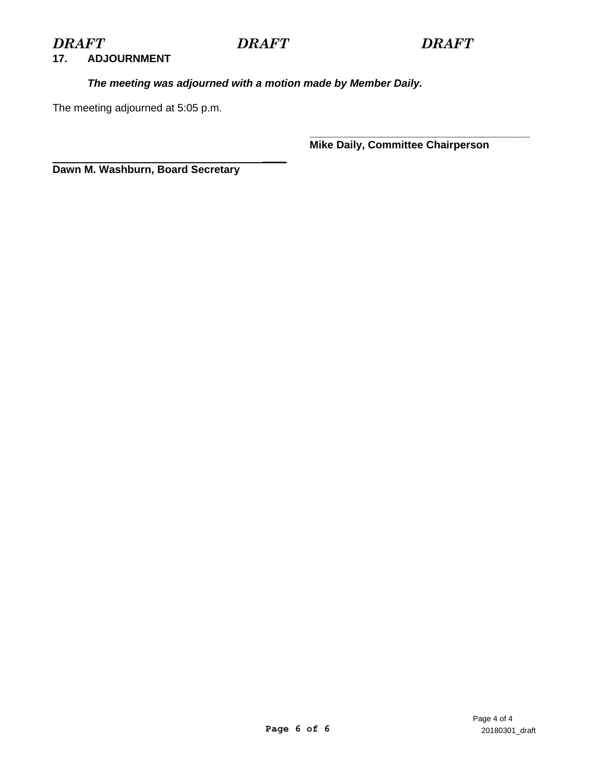*DRAFT* *DRAFT* *DRAFT*

**17. ADJOURNMENT**

***The meeting was adjourned with a motion made by Member Daily.***

The meeting adjourned at 5:05 p.m.

\_\_\_\_\_\_\_\_\_\_\_\_\_\_\_\_\_\_\_\_\_\_\_\_\_\_\_\_\_\_\_\_\_\_\_\_\_\_
**Mike Daily, Committee Chairperson**

\_\_\_\_\_\_\_\_\_\_\_\_\_\_\_\_\_\_\_\_\_\_\_\_\_\_\_\_\_\_\_\_\_\_\_\_\_\_
**Dawn M. Washburn, Board Secretary**